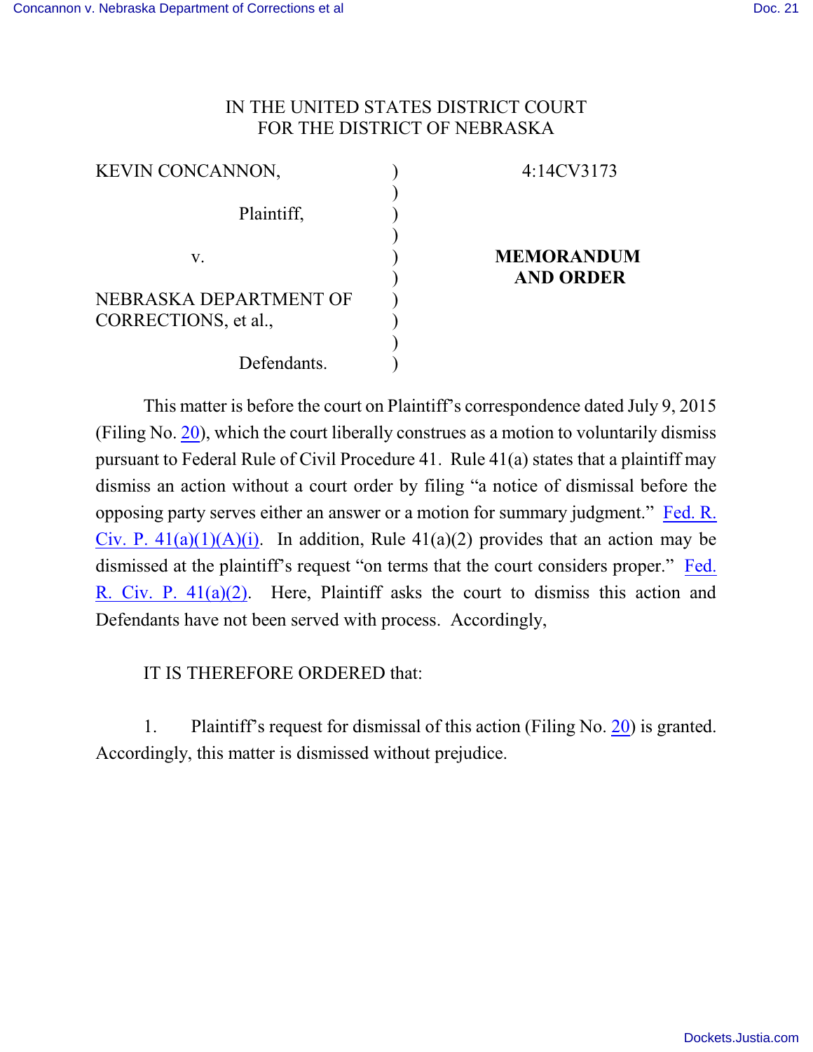IN THE UNITED STATES DISTRICT COURT
FOR THE DISTRICT OF NEBRASKA

| | | |
|---|---|---|
| KEVIN CONCANNON, | ) | 4:14CV3173 |
| Plaintiff, | ) | |
| v. | ) | **MEMORANDUM AND ORDER** |
| NEBRASKA DEPARTMENT OF CORRECTIONS, et al., | ) | |
| Defendants. | ) | |

This matter is before the court on Plaintiff's correspondence dated July 9, 2015 (Filing No. 20), which the court liberally construes as a motion to voluntarily dismiss pursuant to Federal Rule of Civil Procedure 41. Rule 41(a) states that a plaintiff may dismiss an action without a court order by filing "a notice of dismissal before the opposing party serves either an answer or a motion for summary judgment." Fed. R. Civ. P. 41(a)(1)(A)(i). In addition, Rule 41(a)(2) provides that an action may be dismissed at the plaintiff's request "on terms that the court considers proper." Fed. R. Civ. P. 41(a)(2). Here, Plaintiff asks the court to dismiss this action and Defendants have not been served with process. Accordingly,

IT IS THEREFORE ORDERED that:

1. Plaintiff's request for dismissal of this action (Filing No. 20) is granted. Accordingly, this matter is dismissed without prejudice.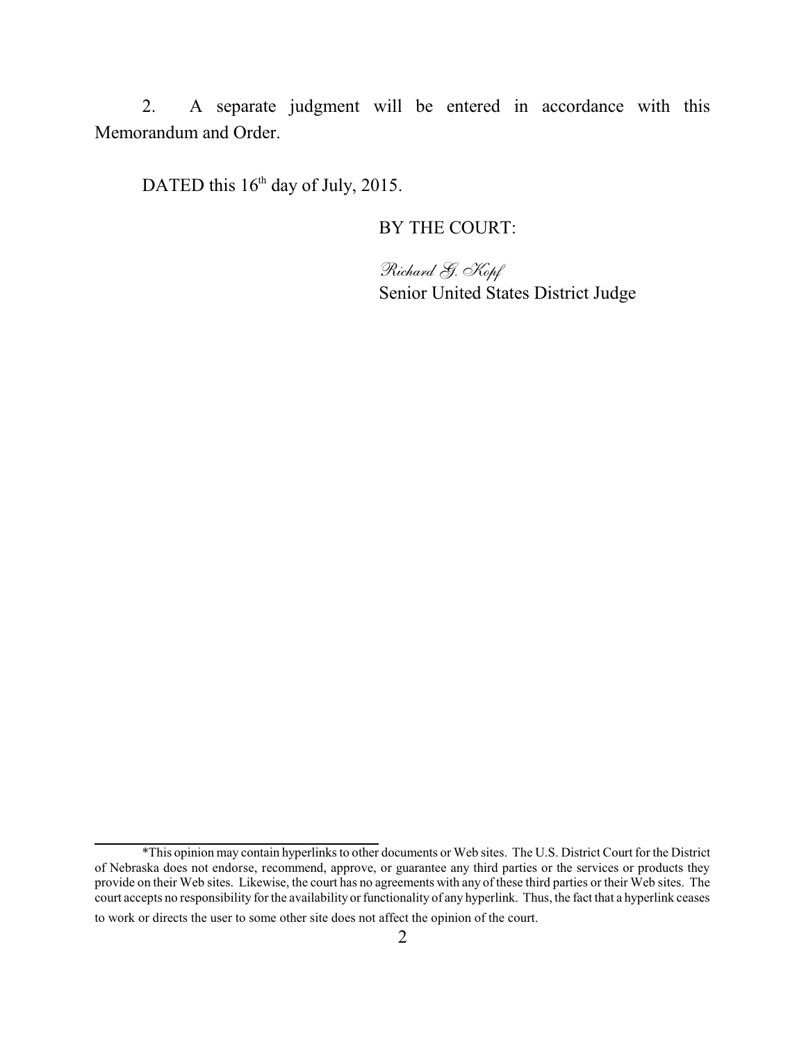2. A separate judgment will be entered in accordance with this Memorandum and Order.

DATED this 16th day of July, 2015.

BY THE COURT:

*Richard G. Kopf*
Senior United States District Judge

---

*This opinion may contain hyperlinks to other documents or Web sites. The U.S. District Court for the District of Nebraska does not endorse, recommend, approve, or guarantee any third parties or the services or products they provide on their Web sites. Likewise, the court has no agreements with any of these third parties or their Web sites. The court accepts no responsibility for the availability or functionality of any hyperlink. Thus, the fact that a hyperlink ceases to work or directs the user to some other site does not affect the opinion of the court.